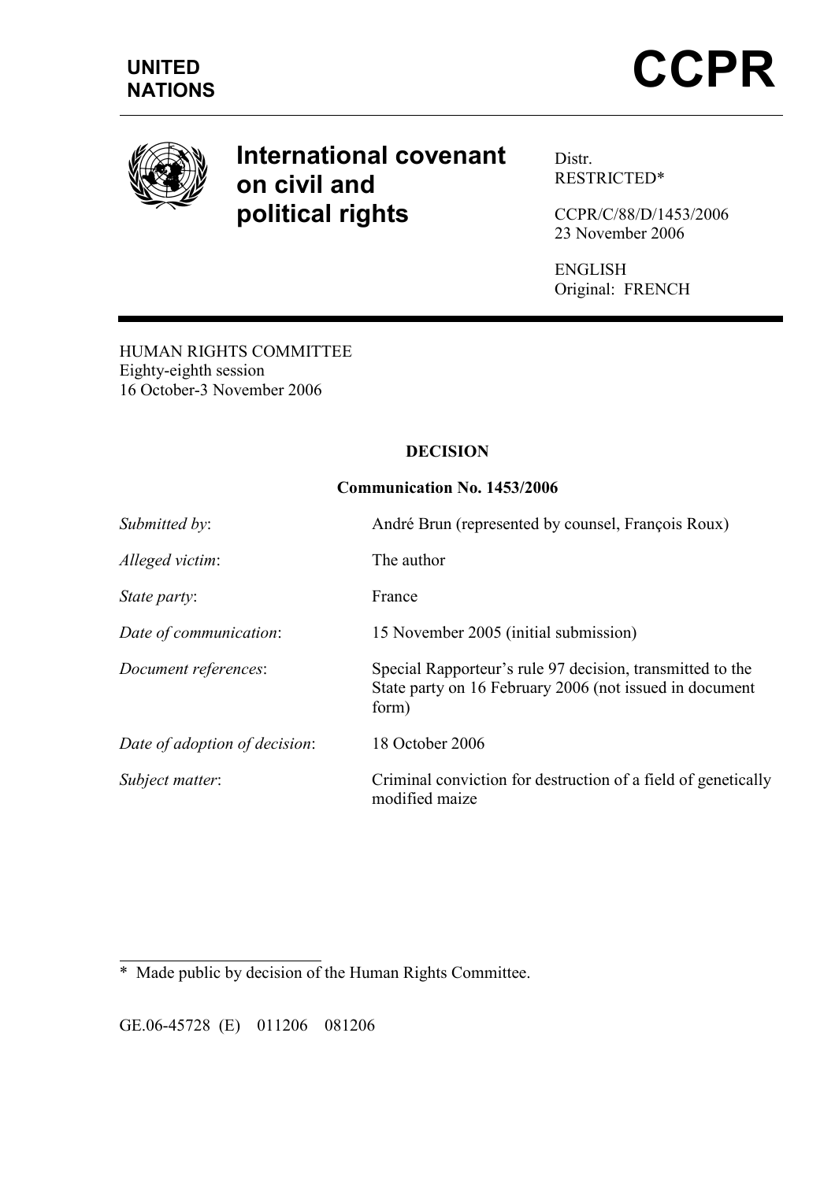**UNITED NATIONS**

# CCPR

## International covenant on civil and political rights

Distr.
RESTRICTED*

CCPR/C/88/D/1453/2006
23 November 2006

ENGLISH
Original: FRENCH

HUMAN RIGHTS COMMITTEE
Eighty-eighth session
16 October-3 November 2006

**DECISION**

**Communication No. 1453/2006**

| | |
|---|---|
| *Submitted by*: | André Brun (represented by counsel, François Roux) |
| *Alleged victim*: | The author |
| *State party*: | France |
| *Date of communication*: | 15 November 2005 (initial submission) |
| *Document references*: | Special Rapporteur's rule 97 decision, transmitted to the State party on 16 February 2006 (not issued in document form) |
| *Date of adoption of decision*: | 18 October 2006 |
| *Subject matter*: | Criminal conviction for destruction of a field of genetically modified maize |

\* Made public by decision of the Human Rights Committee.

GE.06-45728 (E) 011206 081206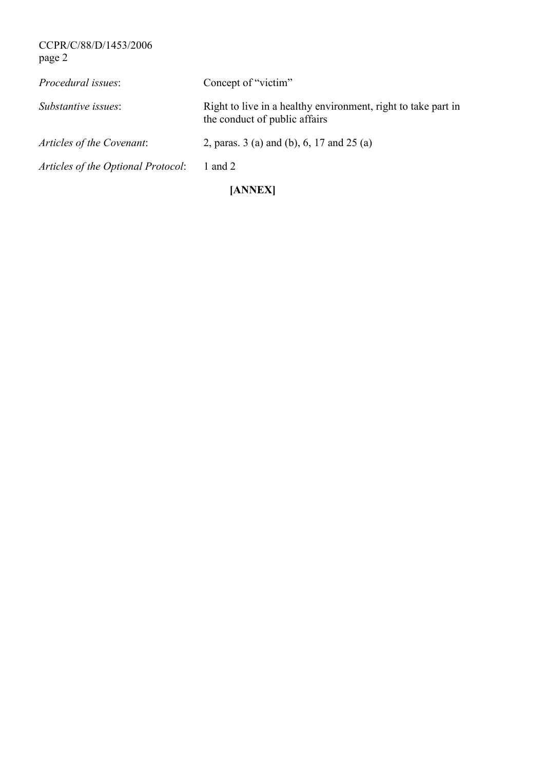*Procedural issues*: Concept of "victim"

*Substantive issues*: Right to live in a healthy environment, right to take part in the conduct of public affairs

*Articles of the Covenant*: 2, paras. 3 (a) and (b), 6, 17 and 25 (a)

*Articles of the Optional Protocol*: 1 and 2

**[ANNEX]**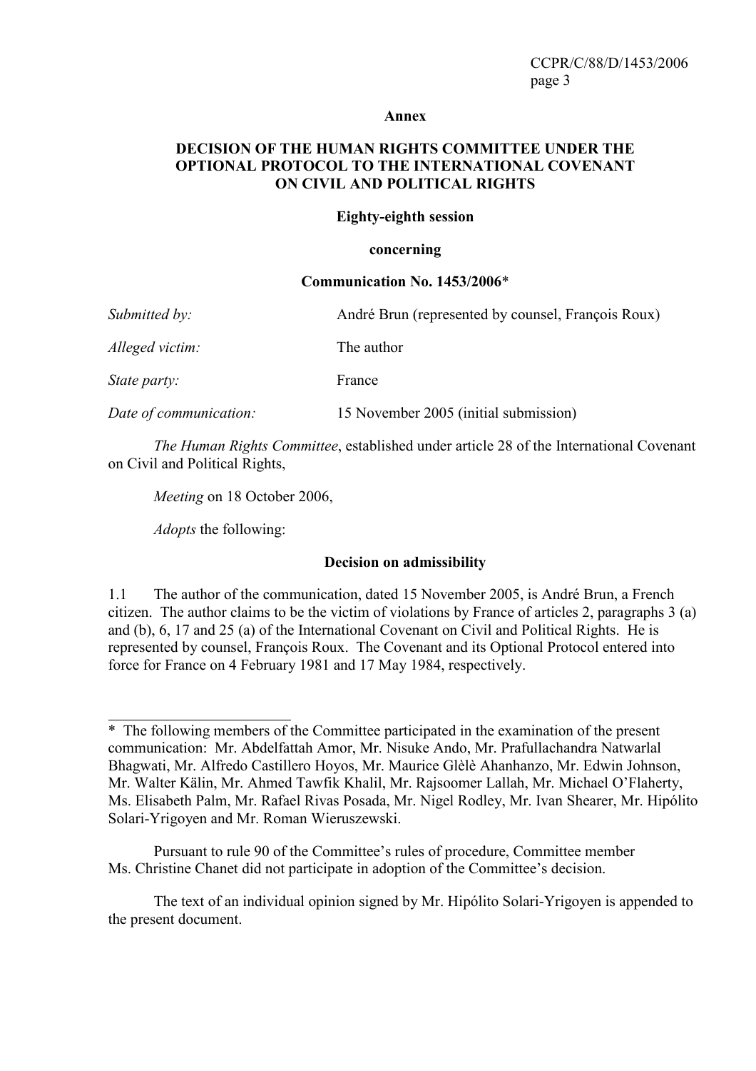**Annex**

**DECISION OF THE HUMAN RIGHTS COMMITTEE UNDER THE OPTIONAL PROTOCOL TO THE INTERNATIONAL COVENANT ON CIVIL AND POLITICAL RIGHTS**

**Eighty-eighth session**

**concerning**

**Communication No. 1453/2006***

| | |
|---|---|
| *Submitted by:* | André Brun (represented by counsel, François Roux) |
| *Alleged victim:* | The author |
| *State party:* | France |
| *Date of communication:* | 15 November 2005 (initial submission) |

*The Human Rights Committee*, established under article 28 of the International Covenant on Civil and Political Rights,

*Meeting* on 18 October 2006,

*Adopts* the following:

**Decision on admissibility**

1.1 The author of the communication, dated 15 November 2005, is André Brun, a French citizen. The author claims to be the victim of violations by France of articles 2, paragraphs 3 (a) and (b), 6, 17 and 25 (a) of the International Covenant on Civil and Political Rights. He is represented by counsel, François Roux. The Covenant and its Optional Protocol entered into force for France on 4 February 1981 and 17 May 1984, respectively.

---

* The following members of the Committee participated in the examination of the present communication: Mr. Abdelfattah Amor, Mr. Nisuke Ando, Mr. Prafullachandra Natwarlal Bhagwati, Mr. Alfredo Castillero Hoyos, Mr. Maurice Glèlè Ahanhanzo, Mr. Edwin Johnson, Mr. Walter Kälin, Mr. Ahmed Tawfik Khalil, Mr. Rajsoomer Lallah, Mr. Michael O'Flaherty, Ms. Elisabeth Palm, Mr. Rafael Rivas Posada, Mr. Nigel Rodley, Mr. Ivan Shearer, Mr. Hipólito Solari-Yrigoyen and Mr. Roman Wieruszewski.

Pursuant to rule 90 of the Committee's rules of procedure, Committee member Ms. Christine Chanet did not participate in adoption of the Committee's decision.

The text of an individual opinion signed by Mr. Hipólito Solari-Yrigoyen is appended to the present document.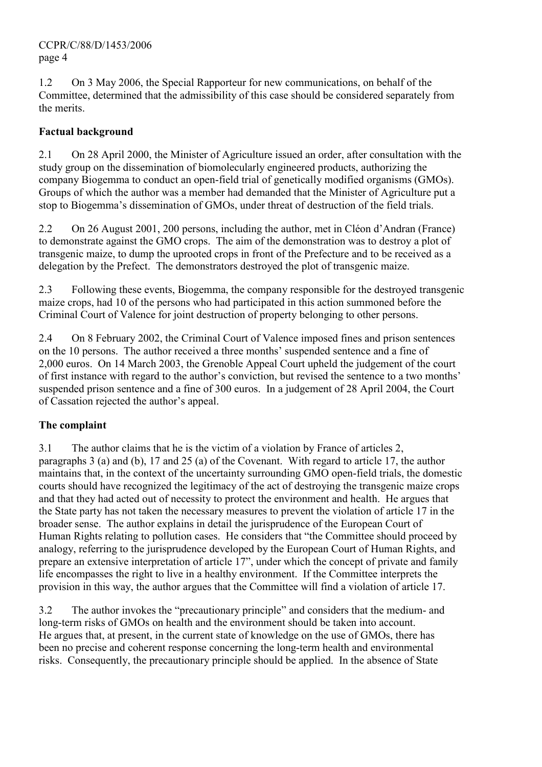1.2 On 3 May 2006, the Special Rapporteur for new communications, on behalf of the Committee, determined that the admissibility of this case should be considered separately from the merits.

## Factual background

2.1 On 28 April 2000, the Minister of Agriculture issued an order, after consultation with the study group on the dissemination of biomolecularly engineered products, authorizing the company Biogemma to conduct an open-field trial of genetically modified organisms (GMOs). Groups of which the author was a member had demanded that the Minister of Agriculture put a stop to Biogemma's dissemination of GMOs, under threat of destruction of the field trials.

2.2 On 26 August 2001, 200 persons, including the author, met in Cléon d'Andran (France) to demonstrate against the GMO crops. The aim of the demonstration was to destroy a plot of transgenic maize, to dump the uprooted crops in front of the Prefecture and to be received as a delegation by the Prefect. The demonstrators destroyed the plot of transgenic maize.

2.3 Following these events, Biogemma, the company responsible for the destroyed transgenic maize crops, had 10 of the persons who had participated in this action summoned before the Criminal Court of Valence for joint destruction of property belonging to other persons.

2.4 On 8 February 2002, the Criminal Court of Valence imposed fines and prison sentences on the 10 persons. The author received a three months' suspended sentence and a fine of 2,000 euros. On 14 March 2003, the Grenoble Appeal Court upheld the judgement of the court of first instance with regard to the author's conviction, but revised the sentence to a two months' suspended prison sentence and a fine of 300 euros. In a judgement of 28 April 2004, the Court of Cassation rejected the author's appeal.

## The complaint

3.1 The author claims that he is the victim of a violation by France of articles 2, paragraphs 3 (a) and (b), 17 and 25 (a) of the Covenant. With regard to article 17, the author maintains that, in the context of the uncertainty surrounding GMO open-field trials, the domestic courts should have recognized the legitimacy of the act of destroying the transgenic maize crops and that they had acted out of necessity to protect the environment and health. He argues that the State party has not taken the necessary measures to prevent the violation of article 17 in the broader sense. The author explains in detail the jurisprudence of the European Court of Human Rights relating to pollution cases. He considers that "the Committee should proceed by analogy, referring to the jurisprudence developed by the European Court of Human Rights, and prepare an extensive interpretation of article 17", under which the concept of private and family life encompasses the right to live in a healthy environment. If the Committee interprets the provision in this way, the author argues that the Committee will find a violation of article 17.

3.2 The author invokes the "precautionary principle" and considers that the medium- and long-term risks of GMOs on health and the environment should be taken into account. He argues that, at present, in the current state of knowledge on the use of GMOs, there has been no precise and coherent response concerning the long-term health and environmental risks. Consequently, the precautionary principle should be applied. In the absence of State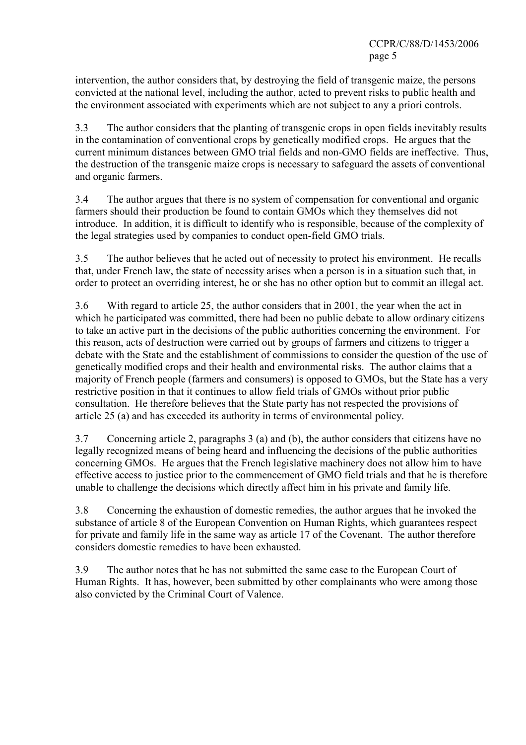intervention, the author considers that, by destroying the field of transgenic maize, the persons convicted at the national level, including the author, acted to prevent risks to public health and the environment associated with experiments which are not subject to any a priori controls.

3.3 The author considers that the planting of transgenic crops in open fields inevitably results in the contamination of conventional crops by genetically modified crops. He argues that the current minimum distances between GMO trial fields and non-GMO fields are ineffective. Thus, the destruction of the transgenic maize crops is necessary to safeguard the assets of conventional and organic farmers.

3.4 The author argues that there is no system of compensation for conventional and organic farmers should their production be found to contain GMOs which they themselves did not introduce. In addition, it is difficult to identify who is responsible, because of the complexity of the legal strategies used by companies to conduct open-field GMO trials.

3.5 The author believes that he acted out of necessity to protect his environment. He recalls that, under French law, the state of necessity arises when a person is in a situation such that, in order to protect an overriding interest, he or she has no other option but to commit an illegal act.

3.6 With regard to article 25, the author considers that in 2001, the year when the act in which he participated was committed, there had been no public debate to allow ordinary citizens to take an active part in the decisions of the public authorities concerning the environment. For this reason, acts of destruction were carried out by groups of farmers and citizens to trigger a debate with the State and the establishment of commissions to consider the question of the use of genetically modified crops and their health and environmental risks. The author claims that a majority of French people (farmers and consumers) is opposed to GMOs, but the State has a very restrictive position in that it continues to allow field trials of GMOs without prior public consultation. He therefore believes that the State party has not respected the provisions of article 25 (a) and has exceeded its authority in terms of environmental policy.

3.7 Concerning article 2, paragraphs 3 (a) and (b), the author considers that citizens have no legally recognized means of being heard and influencing the decisions of the public authorities concerning GMOs. He argues that the French legislative machinery does not allow him to have effective access to justice prior to the commencement of GMO field trials and that he is therefore unable to challenge the decisions which directly affect him in his private and family life.

3.8 Concerning the exhaustion of domestic remedies, the author argues that he invoked the substance of article 8 of the European Convention on Human Rights, which guarantees respect for private and family life in the same way as article 17 of the Covenant. The author therefore considers domestic remedies to have been exhausted.

3.9 The author notes that he has not submitted the same case to the European Court of Human Rights. It has, however, been submitted by other complainants who were among those also convicted by the Criminal Court of Valence.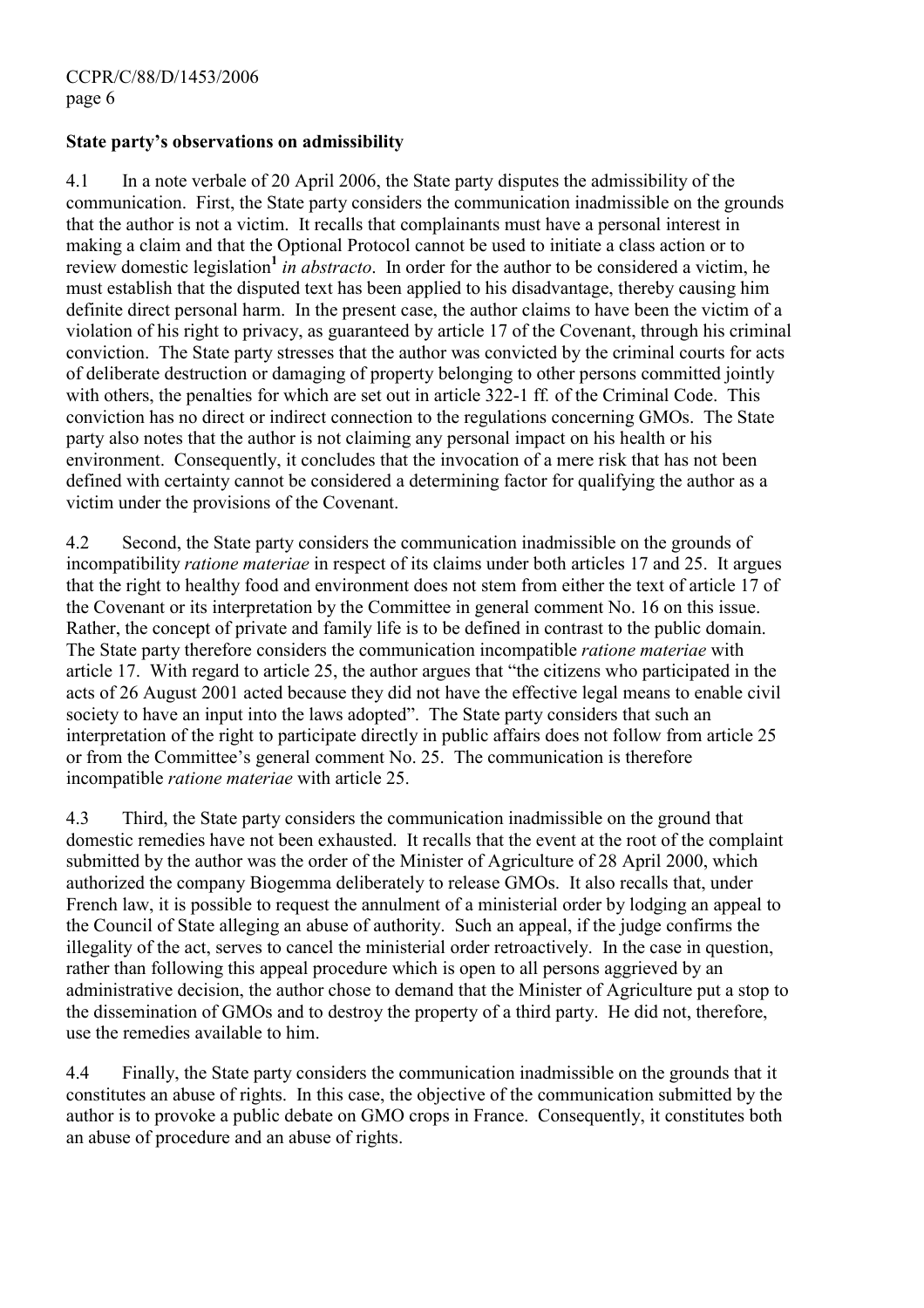## State party's observations on admissibility

4.1 In a note verbale of 20 April 2006, the State party disputes the admissibility of the communication. First, the State party considers the communication inadmissible on the grounds that the author is not a victim. It recalls that complainants must have a personal interest in making a claim and that the Optional Protocol cannot be used to initiate a class action or to review domestic legislation[1] *in abstracto*. In order for the author to be considered a victim, he must establish that the disputed text has been applied to his disadvantage, thereby causing him definite direct personal harm. In the present case, the author claims to have been the victim of a violation of his right to privacy, as guaranteed by article 17 of the Covenant, through his criminal conviction. The State party stresses that the author was convicted by the criminal courts for acts of deliberate destruction or damaging of property belonging to other persons committed jointly with others, the penalties for which are set out in article 322-1 ff. of the Criminal Code. This conviction has no direct or indirect connection to the regulations concerning GMOs. The State party also notes that the author is not claiming any personal impact on his health or his environment. Consequently, it concludes that the invocation of a mere risk that has not been defined with certainty cannot be considered a determining factor for qualifying the author as a victim under the provisions of the Covenant.

4.2 Second, the State party considers the communication inadmissible on the grounds of incompatibility *ratione materiae* in respect of its claims under both articles 17 and 25. It argues that the right to healthy food and environment does not stem from either the text of article 17 of the Covenant or its interpretation by the Committee in general comment No. 16 on this issue. Rather, the concept of private and family life is to be defined in contrast to the public domain. The State party therefore considers the communication incompatible *ratione materiae* with article 17. With regard to article 25, the author argues that "the citizens who participated in the acts of 26 August 2001 acted because they did not have the effective legal means to enable civil society to have an input into the laws adopted". The State party considers that such an interpretation of the right to participate directly in public affairs does not follow from article 25 or from the Committee's general comment No. 25. The communication is therefore incompatible *ratione materiae* with article 25.

4.3 Third, the State party considers the communication inadmissible on the ground that domestic remedies have not been exhausted. It recalls that the event at the root of the complaint submitted by the author was the order of the Minister of Agriculture of 28 April 2000, which authorized the company Biogemma deliberately to release GMOs. It also recalls that, under French law, it is possible to request the annulment of a ministerial order by lodging an appeal to the Council of State alleging an abuse of authority. Such an appeal, if the judge confirms the illegality of the act, serves to cancel the ministerial order retroactively. In the case in question, rather than following this appeal procedure which is open to all persons aggrieved by an administrative decision, the author chose to demand that the Minister of Agriculture put a stop to the dissemination of GMOs and to destroy the property of a third party. He did not, therefore, use the remedies available to him.

4.4 Finally, the State party considers the communication inadmissible on the grounds that it constitutes an abuse of rights. In this case, the objective of the communication submitted by the author is to provoke a public debate on GMO crops in France. Consequently, it constitutes both an abuse of procedure and an abuse of rights.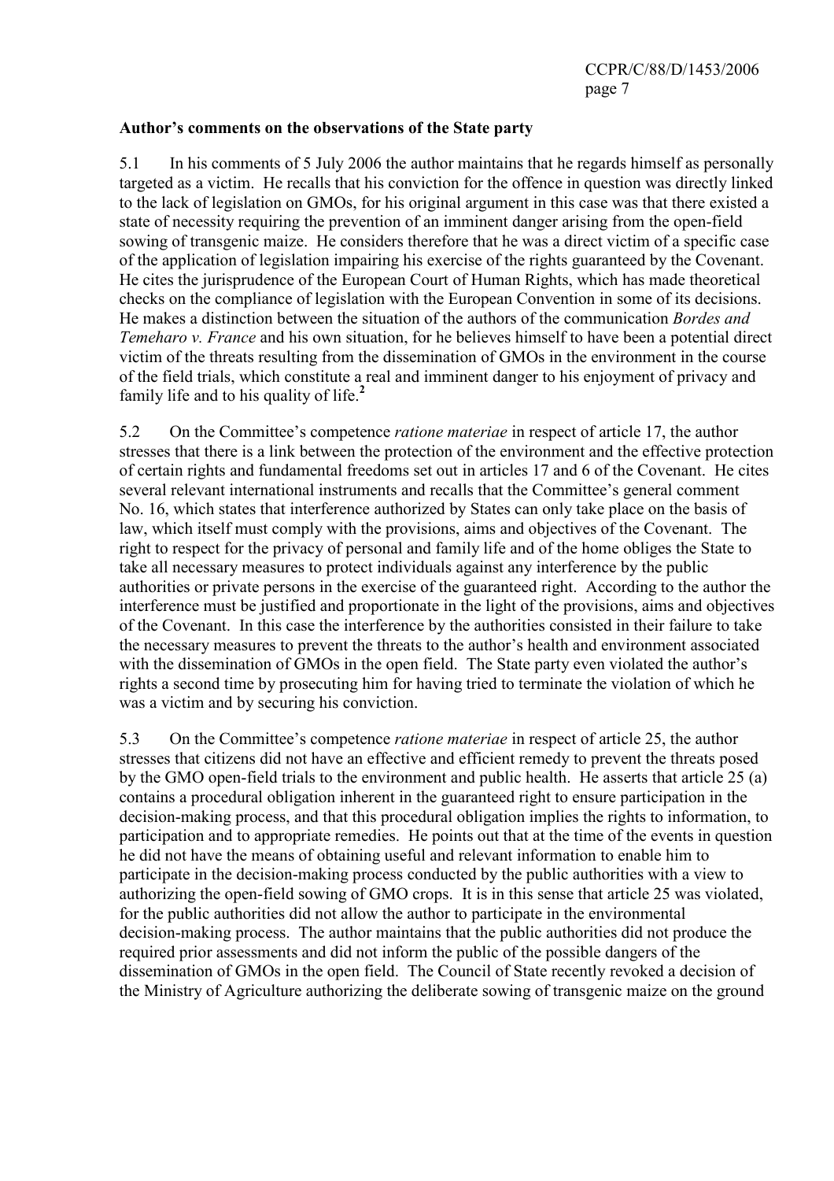**Author's comments on the observations of the State party**

5.1 In his comments of 5 July 2006 the author maintains that he regards himself as personally targeted as a victim. He recalls that his conviction for the offence in question was directly linked to the lack of legislation on GMOs, for his original argument in this case was that there existed a state of necessity requiring the prevention of an imminent danger arising from the open-field sowing of transgenic maize. He considers therefore that he was a direct victim of a specific case of the application of legislation impairing his exercise of the rights guaranteed by the Covenant. He cites the jurisprudence of the European Court of Human Rights, which has made theoretical checks on the compliance of legislation with the European Convention in some of its decisions. He makes a distinction between the situation of the authors of the communication *Bordes and Temeharo v. France* and his own situation, for he believes himself to have been a potential direct victim of the threats resulting from the dissemination of GMOs in the environment in the course of the field trials, which constitute a real and imminent danger to his enjoyment of privacy and family life and to his quality of life.[2]

5.2 On the Committee's competence *ratione materiae* in respect of article 17, the author stresses that there is a link between the protection of the environment and the effective protection of certain rights and fundamental freedoms set out in articles 17 and 6 of the Covenant. He cites several relevant international instruments and recalls that the Committee's general comment No. 16, which states that interference authorized by States can only take place on the basis of law, which itself must comply with the provisions, aims and objectives of the Covenant. The right to respect for the privacy of personal and family life and of the home obliges the State to take all necessary measures to protect individuals against any interference by the public authorities or private persons in the exercise of the guaranteed right. According to the author the interference must be justified and proportionate in the light of the provisions, aims and objectives of the Covenant. In this case the interference by the authorities consisted in their failure to take the necessary measures to prevent the threats to the author's health and environment associated with the dissemination of GMOs in the open field. The State party even violated the author's rights a second time by prosecuting him for having tried to terminate the violation of which he was a victim and by securing his conviction.

5.3 On the Committee's competence *ratione materiae* in respect of article 25, the author stresses that citizens did not have an effective and efficient remedy to prevent the threats posed by the GMO open-field trials to the environment and public health. He asserts that article 25 (a) contains a procedural obligation inherent in the guaranteed right to ensure participation in the decision-making process, and that this procedural obligation implies the rights to information, to participation and to appropriate remedies. He points out that at the time of the events in question he did not have the means of obtaining useful and relevant information to enable him to participate in the decision-making process conducted by the public authorities with a view to authorizing the open-field sowing of GMO crops. It is in this sense that article 25 was violated, for the public authorities did not allow the author to participate in the environmental decision-making process. The author maintains that the public authorities did not produce the required prior assessments and did not inform the public of the possible dangers of the dissemination of GMOs in the open field. The Council of State recently revoked a decision of the Ministry of Agriculture authorizing the deliberate sowing of transgenic maize on the ground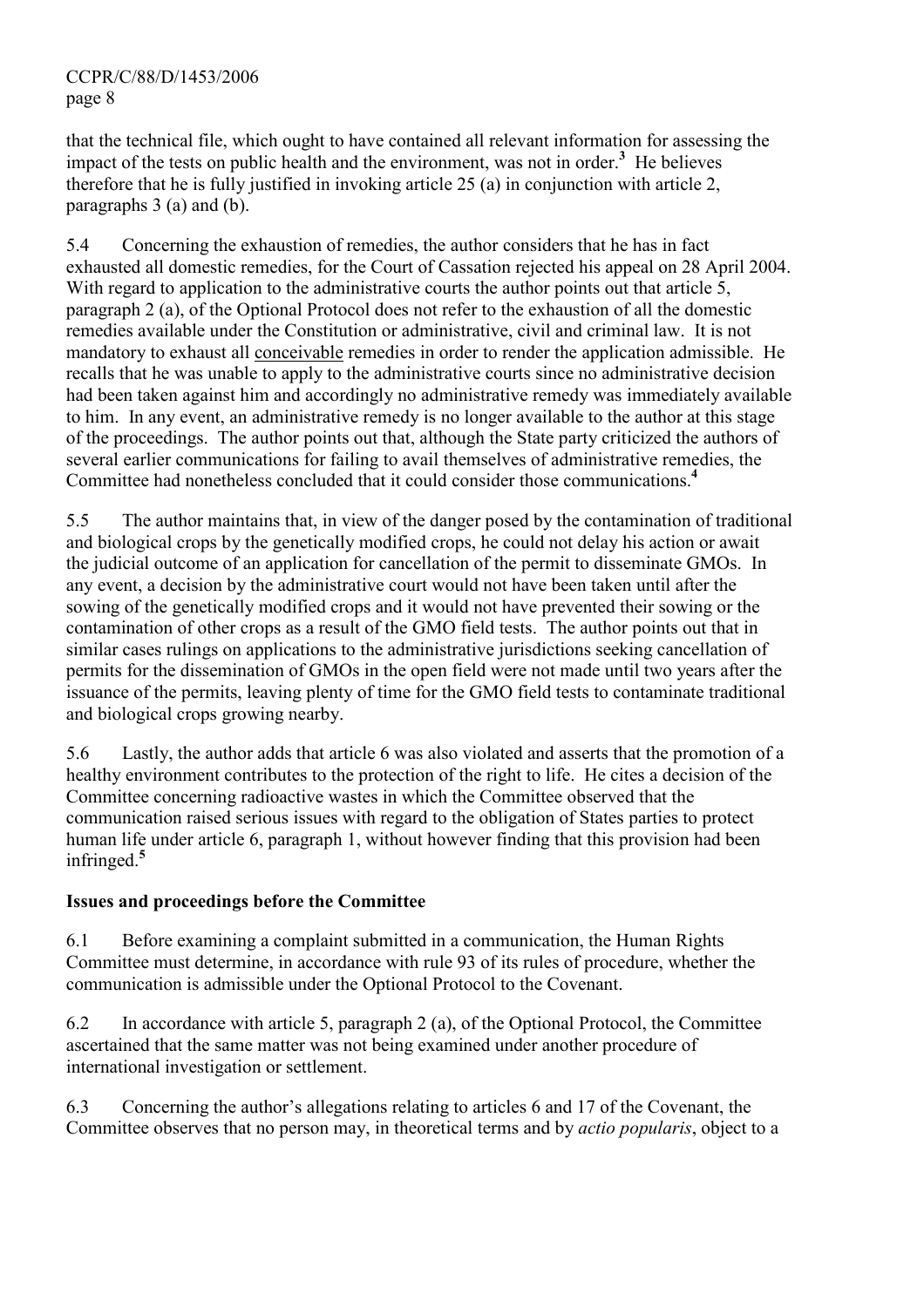that the technical file, which ought to have contained all relevant information for assessing the impact of the tests on public health and the environment, was not in order.[3] He believes therefore that he is fully justified in invoking article 25 (a) in conjunction with article 2, paragraphs 3 (a) and (b).

5.4 Concerning the exhaustion of remedies, the author considers that he has in fact exhausted all domestic remedies, for the Court of Cassation rejected his appeal on 28 April 2004. With regard to application to the administrative courts the author points out that article 5, paragraph 2 (a), of the Optional Protocol does not refer to the exhaustion of all the domestic remedies available under the Constitution or administrative, civil and criminal law. It is not mandatory to exhaust all conceivable remedies in order to render the application admissible. He recalls that he was unable to apply to the administrative courts since no administrative decision had been taken against him and accordingly no administrative remedy was immediately available to him. In any event, an administrative remedy is no longer available to the author at this stage of the proceedings. The author points out that, although the State party criticized the authors of several earlier communications for failing to avail themselves of administrative remedies, the Committee had nonetheless concluded that it could consider those communications.[4]

5.5 The author maintains that, in view of the danger posed by the contamination of traditional and biological crops by the genetically modified crops, he could not delay his action or await the judicial outcome of an application for cancellation of the permit to disseminate GMOs. In any event, a decision by the administrative court would not have been taken until after the sowing of the genetically modified crops and it would not have prevented their sowing or the contamination of other crops as a result of the GMO field tests. The author points out that in similar cases rulings on applications to the administrative jurisdictions seeking cancellation of permits for the dissemination of GMOs in the open field were not made until two years after the issuance of the permits, leaving plenty of time for the GMO field tests to contaminate traditional and biological crops growing nearby.

5.6 Lastly, the author adds that article 6 was also violated and asserts that the promotion of a healthy environment contributes to the protection of the right to life. He cites a decision of the Committee concerning radioactive wastes in which the Committee observed that the communication raised serious issues with regard to the obligation of States parties to protect human life under article 6, paragraph 1, without however finding that this provision had been infringed.[5]

## Issues and proceedings before the Committee

6.1 Before examining a complaint submitted in a communication, the Human Rights Committee must determine, in accordance with rule 93 of its rules of procedure, whether the communication is admissible under the Optional Protocol to the Covenant.

6.2 In accordance with article 5, paragraph 2 (a), of the Optional Protocol, the Committee ascertained that the same matter was not being examined under another procedure of international investigation or settlement.

6.3 Concerning the author's allegations relating to articles 6 and 17 of the Covenant, the Committee observes that no person may, in theoretical terms and by *actio popularis*, object to a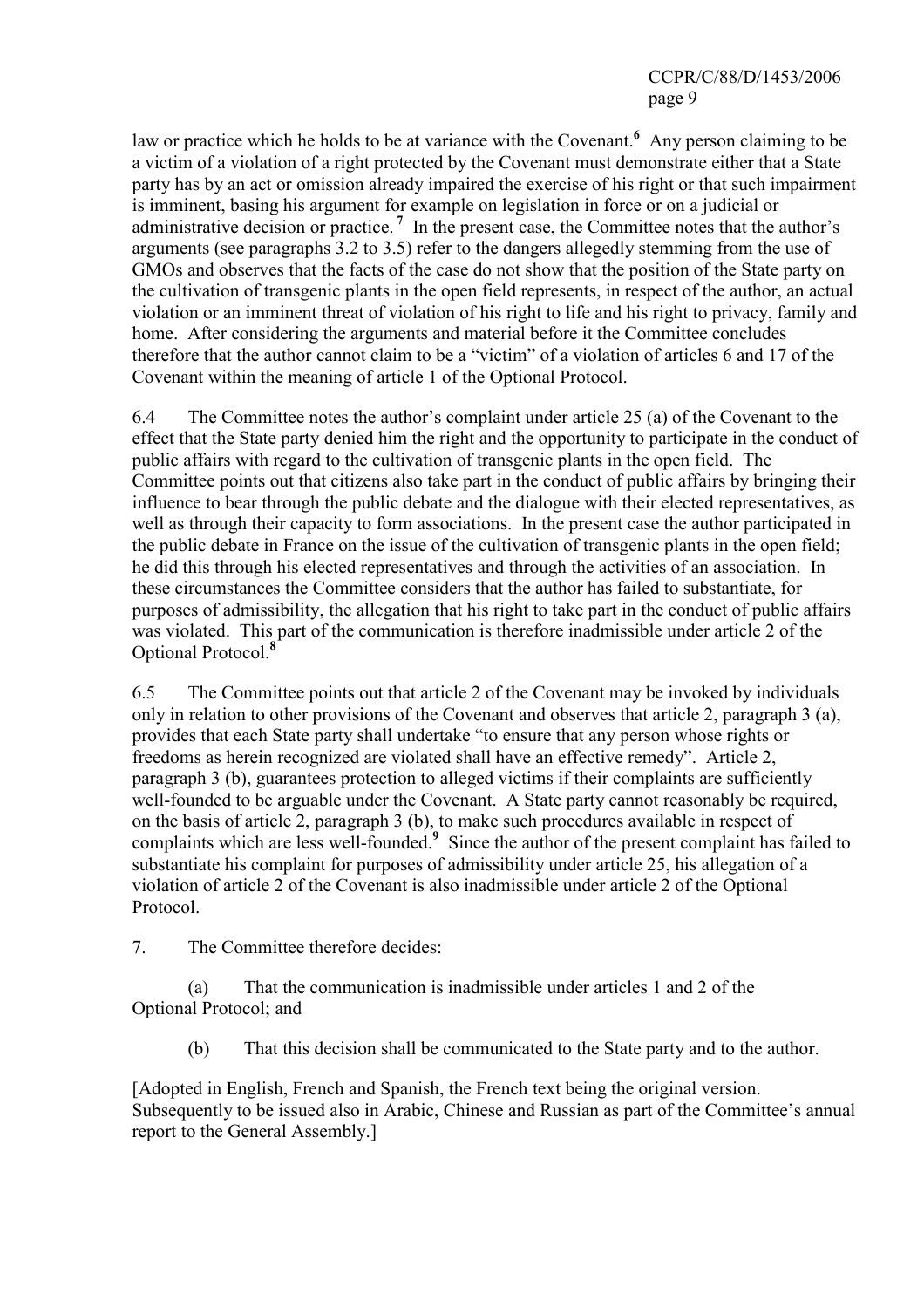law or practice which he holds to be at variance with the Covenant.[6] Any person claiming to be a victim of a violation of a right protected by the Covenant must demonstrate either that a State party has by an act or omission already impaired the exercise of his right or that such impairment is imminent, basing his argument for example on legislation in force or on a judicial or administrative decision or practice.[7] In the present case, the Committee notes that the author's arguments (see paragraphs 3.2 to 3.5) refer to the dangers allegedly stemming from the use of GMOs and observes that the facts of the case do not show that the position of the State party on the cultivation of transgenic plants in the open field represents, in respect of the author, an actual violation or an imminent threat of violation of his right to life and his right to privacy, family and home. After considering the arguments and material before it the Committee concludes therefore that the author cannot claim to be a "victim" of a violation of articles 6 and 17 of the Covenant within the meaning of article 1 of the Optional Protocol.

6.4 The Committee notes the author's complaint under article 25 (a) of the Covenant to the effect that the State party denied him the right and the opportunity to participate in the conduct of public affairs with regard to the cultivation of transgenic plants in the open field. The Committee points out that citizens also take part in the conduct of public affairs by bringing their influence to bear through the public debate and the dialogue with their elected representatives, as well as through their capacity to form associations. In the present case the author participated in the public debate in France on the issue of the cultivation of transgenic plants in the open field; he did this through his elected representatives and through the activities of an association. In these circumstances the Committee considers that the author has failed to substantiate, for purposes of admissibility, the allegation that his right to take part in the conduct of public affairs was violated. This part of the communication is therefore inadmissible under article 2 of the Optional Protocol.[8]

6.5 The Committee points out that article 2 of the Covenant may be invoked by individuals only in relation to other provisions of the Covenant and observes that article 2, paragraph 3 (a), provides that each State party shall undertake "to ensure that any person whose rights or freedoms as herein recognized are violated shall have an effective remedy". Article 2, paragraph 3 (b), guarantees protection to alleged victims if their complaints are sufficiently well-founded to be arguable under the Covenant. A State party cannot reasonably be required, on the basis of article 2, paragraph 3 (b), to make such procedures available in respect of complaints which are less well-founded.[9] Since the author of the present complaint has failed to substantiate his complaint for purposes of admissibility under article 25, his allegation of a violation of article 2 of the Covenant is also inadmissible under article 2 of the Optional Protocol.

7. The Committee therefore decides:

(a) That the communication is inadmissible under articles 1 and 2 of the Optional Protocol; and

(b) That this decision shall be communicated to the State party and to the author.

[Adopted in English, French and Spanish, the French text being the original version. Subsequently to be issued also in Arabic, Chinese and Russian as part of the Committee's annual report to the General Assembly.]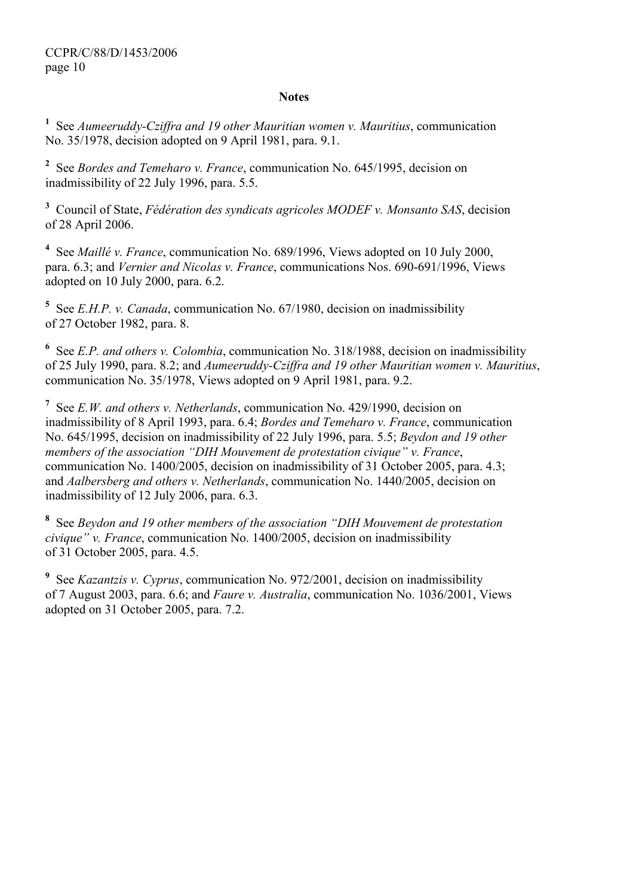**Notes**

[1] See *Aumeeruddy-Cziffra and 19 other Mauritian women v. Mauritius*, communication No. 35/1978, decision adopted on 9 April 1981, para. 9.1.

[2] See *Bordes and Temeharo v. France*, communication No. 645/1995, decision on inadmissibility of 22 July 1996, para. 5.5.

[3] Council of State, *Fédération des syndicats agricoles MODEF v. Monsanto SAS*, decision of 28 April 2006.

[4] See *Maillé v. France*, communication No. 689/1996, Views adopted on 10 July 2000, para. 6.3; and *Vernier and Nicolas v. France*, communications Nos. 690-691/1996, Views adopted on 10 July 2000, para. 6.2.

[5] See *E.H.P. v. Canada*, communication No. 67/1980, decision on inadmissibility of 27 October 1982, para. 8.

[6] See *E.P. and others v. Colombia*, communication No. 318/1988, decision on inadmissibility of 25 July 1990, para. 8.2; and *Aumeeruddy-Cziffra and 19 other Mauritian women v. Mauritius*, communication No. 35/1978, Views adopted on 9 April 1981, para. 9.2.

[7] See *E.W. and others v. Netherlands*, communication No. 429/1990, decision on inadmissibility of 8 April 1993, para. 6.4; *Bordes and Temeharo v. France*, communication No. 645/1995, decision on inadmissibility of 22 July 1996, para. 5.5; *Beydon and 19 other members of the association "DIH Mouvement de protestation civique" v. France*, communication No. 1400/2005, decision on inadmissibility of 31 October 2005, para. 4.3; and *Aalbersberg and others v. Netherlands*, communication No. 1440/2005, decision on inadmissibility of 12 July 2006, para. 6.3.

[8] See *Beydon and 19 other members of the association "DIH Mouvement de protestation civique" v. France*, communication No. 1400/2005, decision on inadmissibility of 31 October 2005, para. 4.5.

[9] See *Kazantzis v. Cyprus*, communication No. 972/2001, decision on inadmissibility of 7 August 2003, para. 6.6; and *Faure v. Australia*, communication No. 1036/2001, Views adopted on 31 October 2005, para. 7.2.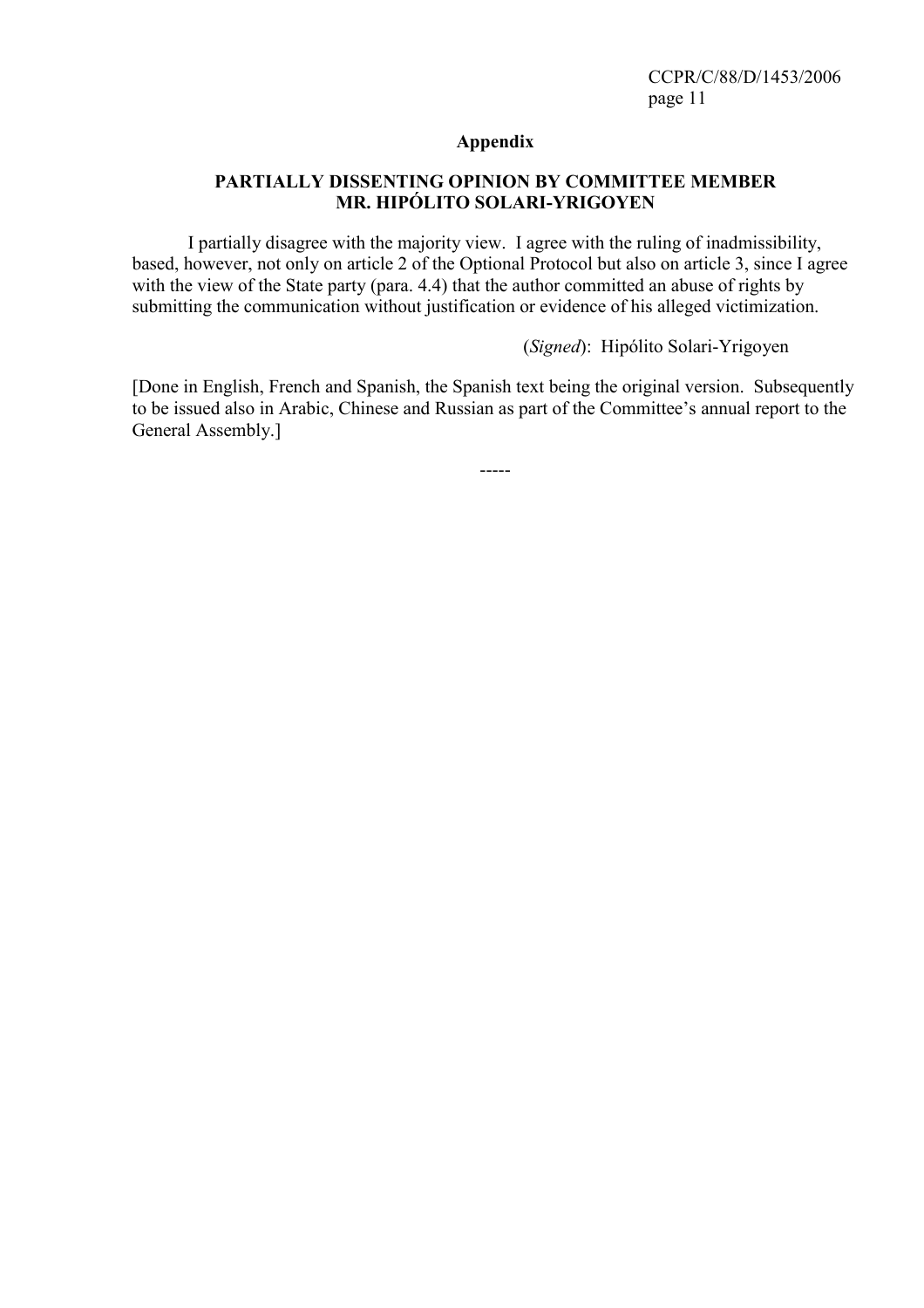## Appendix

### PARTIALLY DISSENTING OPINION BY COMMITTEE MEMBER MR. HIPÓLITO SOLARI-YRIGOYEN

I partially disagree with the majority view. I agree with the ruling of inadmissibility, based, however, not only on article 2 of the Optional Protocol but also on article 3, since I agree with the view of the State party (para. 4.4) that the author committed an abuse of rights by submitting the communication without justification or evidence of his alleged victimization.

(*Signed*): Hipólito Solari-Yrigoyen

[Done in English, French and Spanish, the Spanish text being the original version. Subsequently to be issued also in Arabic, Chinese and Russian as part of the Committee's annual report to the General Assembly.]

-----